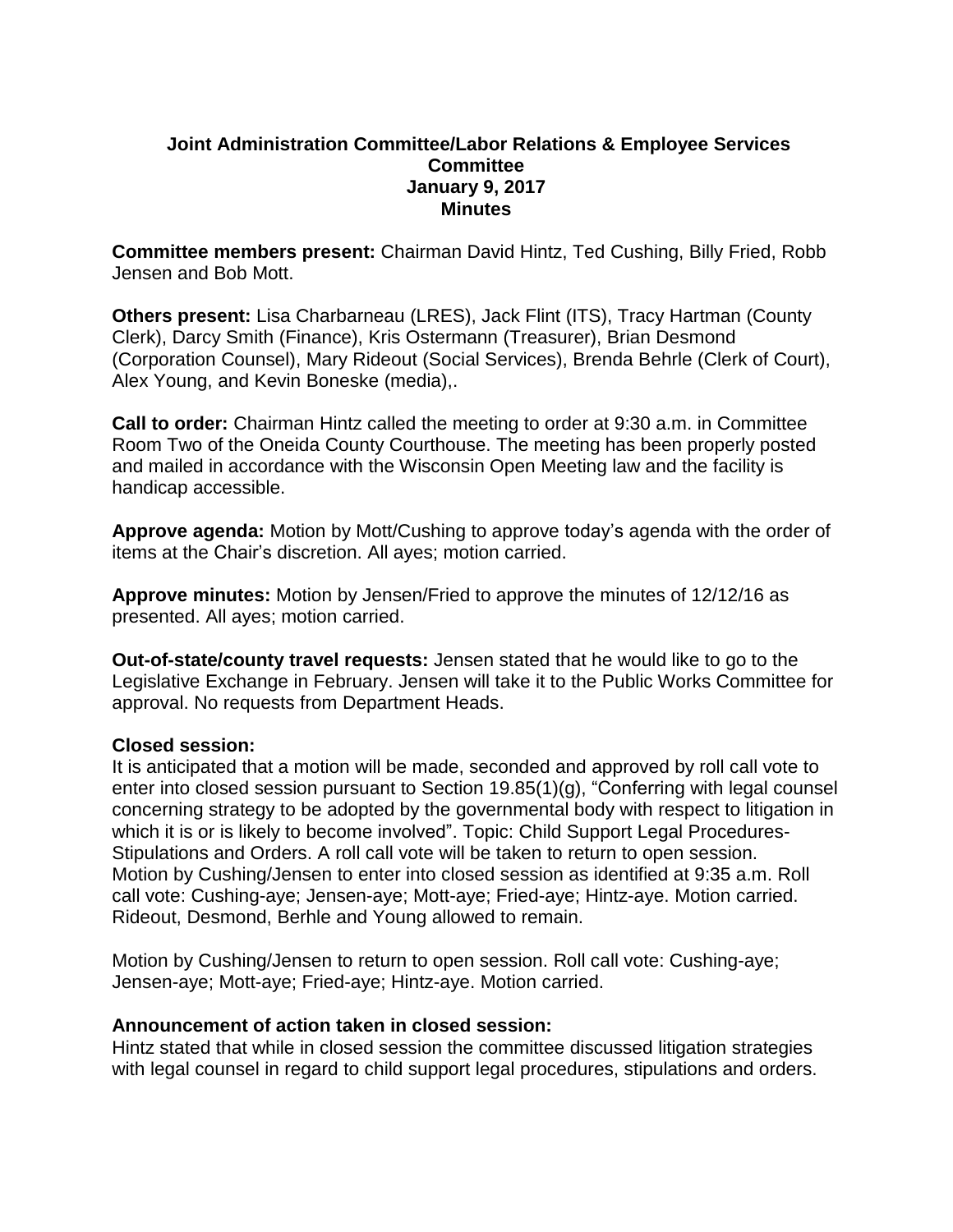# Joint Administration Committee/Labor Relations & Employee Services Committee
## January 9, 2017
## Minutes

**Committee members present:** Chairman David Hintz, Ted Cushing, Billy Fried, Robb Jensen and Bob Mott.

**Others present:** Lisa Charbarneau (LRES), Jack Flint (ITS), Tracy Hartman (County Clerk), Darcy Smith (Finance), Kris Ostermann (Treasurer), Brian Desmond (Corporation Counsel), Mary Rideout (Social Services), Brenda Behrle (Clerk of Court), Alex Young, and Kevin Boneske (media),.

**Call to order:** Chairman Hintz called the meeting to order at 9:30 a.m. in Committee Room Two of the Oneida County Courthouse. The meeting has been properly posted and mailed in accordance with the Wisconsin Open Meeting law and the facility is handicap accessible.

**Approve agenda:** Motion by Mott/Cushing to approve today's agenda with the order of items at the Chair's discretion. All ayes; motion carried.

**Approve minutes:** Motion by Jensen/Fried to approve the minutes of 12/12/16 as presented. All ayes; motion carried.

**Out-of-state/county travel requests:** Jensen stated that he would like to go to the Legislative Exchange in February. Jensen will take it to the Public Works Committee for approval. No requests from Department Heads.

**Closed session:**
It is anticipated that a motion will be made, seconded and approved by roll call vote to enter into closed session pursuant to Section 19.85(1)(g), "Conferring with legal counsel concerning strategy to be adopted by the governmental body with respect to litigation in which it is or is likely to become involved". Topic: Child Support Legal Procedures-Stipulations and Orders. A roll call vote will be taken to return to open session.
Motion by Cushing/Jensen to enter into closed session as identified at 9:35 a.m. Roll call vote: Cushing-aye; Jensen-aye; Mott-aye; Fried-aye; Hintz-aye. Motion carried. Rideout, Desmond, Berhle and Young allowed to remain.

Motion by Cushing/Jensen to return to open session. Roll call vote: Cushing-aye; Jensen-aye; Mott-aye; Fried-aye; Hintz-aye. Motion carried.

**Announcement of action taken in closed session:**
Hintz stated that while in closed session the committee discussed litigation strategies with legal counsel in regard to child support legal procedures, stipulations and orders.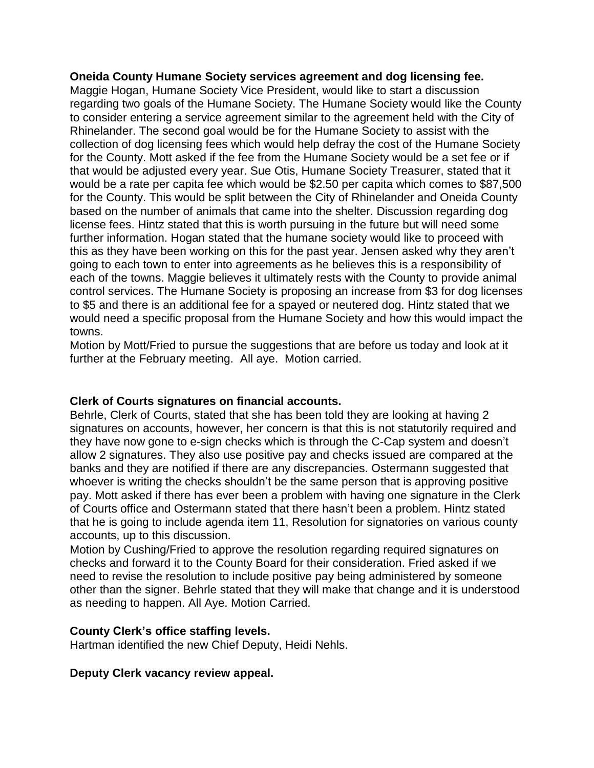**Oneida County Humane Society services agreement and dog licensing fee.**
Maggie Hogan, Humane Society Vice President, would like to start a discussion regarding two goals of the Humane Society. The Humane Society would like the County to consider entering a service agreement similar to the agreement held with the City of Rhinelander. The second goal would be for the Humane Society to assist with the collection of dog licensing fees which would help defray the cost of the Humane Society for the County. Mott asked if the fee from the Humane Society would be a set fee or if that would be adjusted every year. Sue Otis, Humane Society Treasurer, stated that it would be a rate per capita fee which would be $2.50 per capita which comes to $87,500 for the County. This would be split between the City of Rhinelander and Oneida County based on the number of animals that came into the shelter. Discussion regarding dog license fees. Hintz stated that this is worth pursuing in the future but will need some further information. Hogan stated that the humane society would like to proceed with this as they have been working on this for the past year. Jensen asked why they aren't going to each town to enter into agreements as he believes this is a responsibility of each of the towns. Maggie believes it ultimately rests with the County to provide animal control services. The Humane Society is proposing an increase from $3 for dog licenses to $5 and there is an additional fee for a spayed or neutered dog. Hintz stated that we would need a specific proposal from the Humane Society and how this would impact the towns.
Motion by Mott/Fried to pursue the suggestions that are before us today and look at it further at the February meeting. All aye. Motion carried.

**Clerk of Courts signatures on financial accounts.**
Behrle, Clerk of Courts, stated that she has been told they are looking at having 2 signatures on accounts, however, her concern is that this is not statutorily required and they have now gone to e-sign checks which is through the C-Cap system and doesn't allow 2 signatures. They also use positive pay and checks issued are compared at the banks and they are notified if there are any discrepancies. Ostermann suggested that whoever is writing the checks shouldn't be the same person that is approving positive pay. Mott asked if there has ever been a problem with having one signature in the Clerk of Courts office and Ostermann stated that there hasn't been a problem. Hintz stated that he is going to include agenda item 11, Resolution for signatories on various county accounts, up to this discussion.
Motion by Cushing/Fried to approve the resolution regarding required signatures on checks and forward it to the County Board for their consideration. Fried asked if we need to revise the resolution to include positive pay being administered by someone other than the signer. Behrle stated that they will make that change and it is understood as needing to happen. All Aye. Motion Carried.

**County Clerk's office staffing levels.**
Hartman identified the new Chief Deputy, Heidi Nehls.

**Deputy Clerk vacancy review appeal.**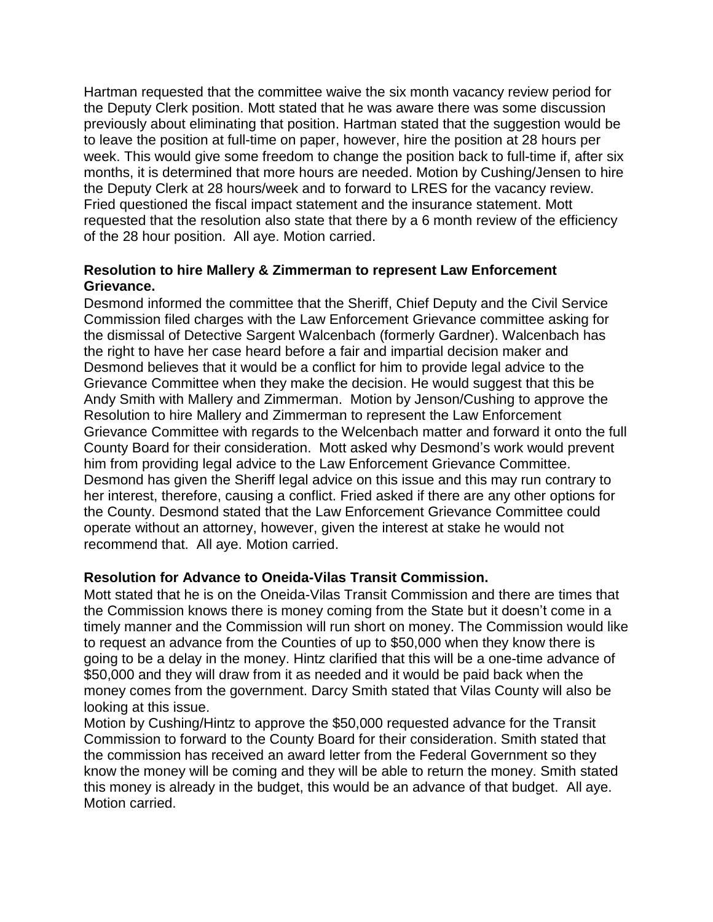Hartman requested that the committee waive the six month vacancy review period for the Deputy Clerk position. Mott stated that he was aware there was some discussion previously about eliminating that position. Hartman stated that the suggestion would be to leave the position at full-time on paper, however, hire the position at 28 hours per week. This would give some freedom to change the position back to full-time if, after six months, it is determined that more hours are needed. Motion by Cushing/Jensen to hire the Deputy Clerk at 28 hours/week and to forward to LRES for the vacancy review. Fried questioned the fiscal impact statement and the insurance statement. Mott requested that the resolution also state that there by a 6 month review of the efficiency of the 28 hour position. All aye. Motion carried.

**Resolution to hire Mallery & Zimmerman to represent Law Enforcement Grievance.**

Desmond informed the committee that the Sheriff, Chief Deputy and the Civil Service Commission filed charges with the Law Enforcement Grievance committee asking for the dismissal of Detective Sargent Walcenbach (formerly Gardner). Walcenbach has the right to have her case heard before a fair and impartial decision maker and Desmond believes that it would be a conflict for him to provide legal advice to the Grievance Committee when they make the decision. He would suggest that this be Andy Smith with Mallery and Zimmerman. Motion by Jenson/Cushing to approve the Resolution to hire Mallery and Zimmerman to represent the Law Enforcement Grievance Committee with regards to the Welcenbach matter and forward it onto the full County Board for their consideration. Mott asked why Desmond's work would prevent him from providing legal advice to the Law Enforcement Grievance Committee. Desmond has given the Sheriff legal advice on this issue and this may run contrary to her interest, therefore, causing a conflict. Fried asked if there are any other options for the County. Desmond stated that the Law Enforcement Grievance Committee could operate without an attorney, however, given the interest at stake he would not recommend that. All aye. Motion carried.

**Resolution for Advance to Oneida-Vilas Transit Commission.**

Mott stated that he is on the Oneida-Vilas Transit Commission and there are times that the Commission knows there is money coming from the State but it doesn't come in a timely manner and the Commission will run short on money. The Commission would like to request an advance from the Counties of up to $50,000 when they know there is going to be a delay in the money. Hintz clarified that this will be a one-time advance of $50,000 and they will draw from it as needed and it would be paid back when the money comes from the government. Darcy Smith stated that Vilas County will also be looking at this issue.

Motion by Cushing/Hintz to approve the $50,000 requested advance for the Transit Commission to forward to the County Board for their consideration. Smith stated that the commission has received an award letter from the Federal Government so they know the money will be coming and they will be able to return the money. Smith stated this money is already in the budget, this would be an advance of that budget. All aye. Motion carried.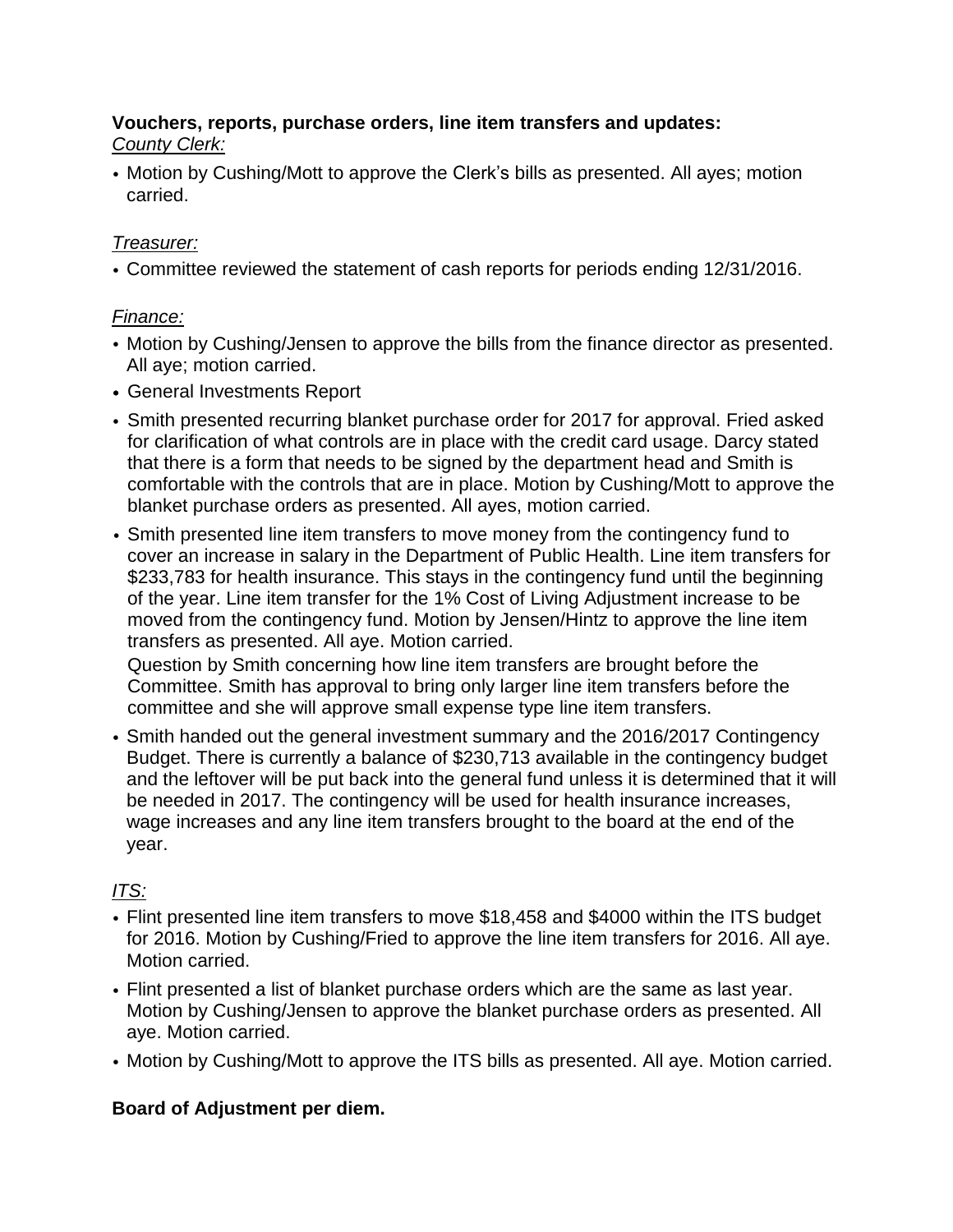**Vouchers, reports, purchase orders, line item transfers and updates:**

*County Clerk:*

- Motion by Cushing/Mott to approve the Clerk's bills as presented. All ayes; motion carried.

*Treasurer:*

- Committee reviewed the statement of cash reports for periods ending 12/31/2016.

*Finance:*

- Motion by Cushing/Jensen to approve the bills from the finance director as presented. All aye; motion carried.
- General Investments Report
- Smith presented recurring blanket purchase order for 2017 for approval. Fried asked for clarification of what controls are in place with the credit card usage. Darcy stated that there is a form that needs to be signed by the department head and Smith is comfortable with the controls that are in place. Motion by Cushing/Mott to approve the blanket purchase orders as presented. All ayes, motion carried.
- Smith presented line item transfers to move money from the contingency fund to cover an increase in salary in the Department of Public Health. Line item transfers for $233,783 for health insurance. This stays in the contingency fund until the beginning of the year. Line item transfer for the 1% Cost of Living Adjustment increase to be moved from the contingency fund. Motion by Jensen/Hintz to approve the line item transfers as presented. All aye. Motion carried.

  Question by Smith concerning how line item transfers are brought before the Committee. Smith has approval to bring only larger line item transfers before the committee and she will approve small expense type line item transfers.
- Smith handed out the general investment summary and the 2016/2017 Contingency Budget. There is currently a balance of $230,713 available in the contingency budget and the leftover will be put back into the general fund unless it is determined that it will be needed in 2017. The contingency will be used for health insurance increases, wage increases and any line item transfers brought to the board at the end of the year.

*ITS:*

- Flint presented line item transfers to move $18,458 and $4000 within the ITS budget for 2016. Motion by Cushing/Fried to approve the line item transfers for 2016. All aye. Motion carried.
- Flint presented a list of blanket purchase orders which are the same as last year. Motion by Cushing/Jensen to approve the blanket purchase orders as presented. All aye. Motion carried.
- Motion by Cushing/Mott to approve the ITS bills as presented. All aye. Motion carried.

**Board of Adjustment per diem.**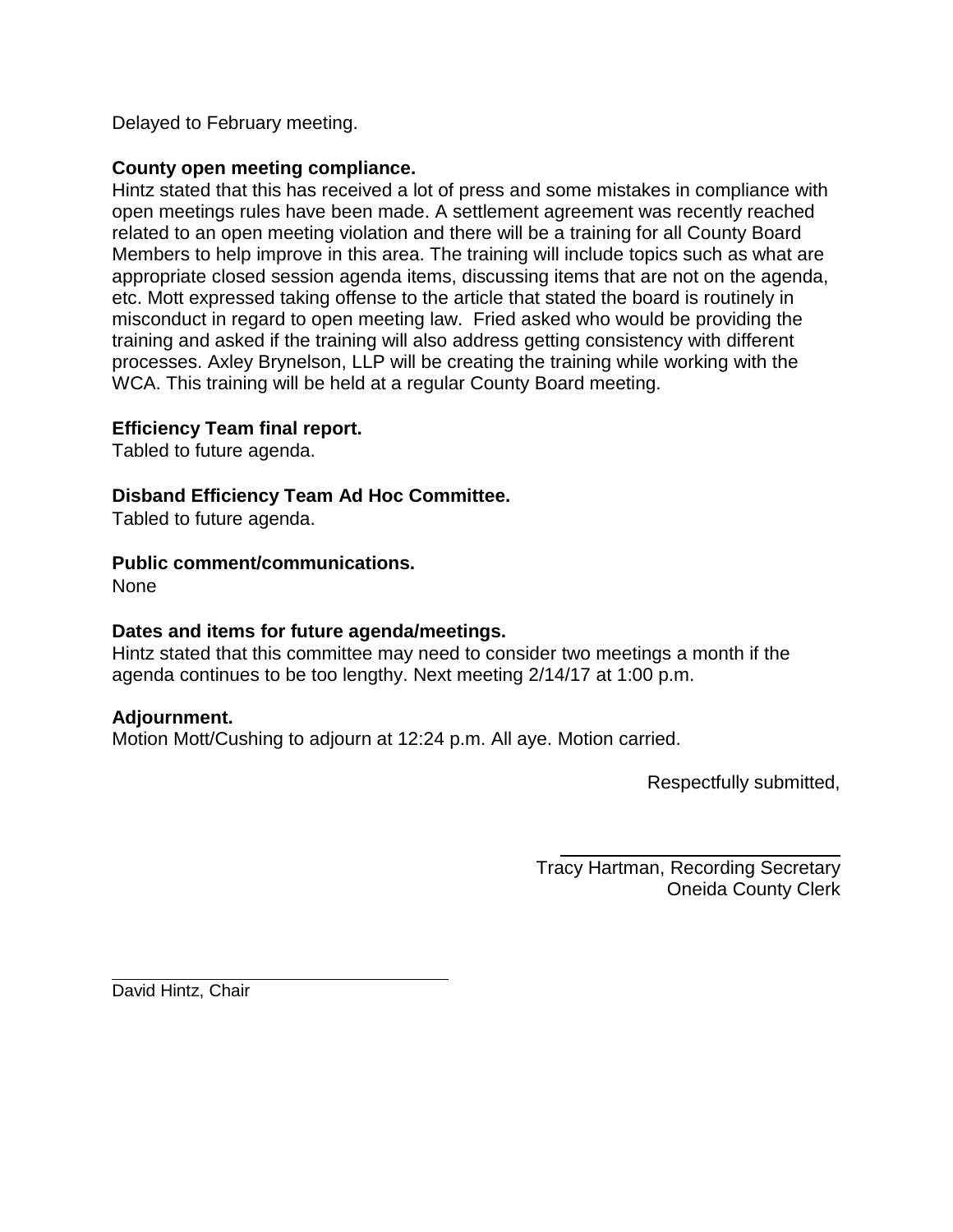Delayed to February meeting.

**County open meeting compliance.**
Hintz stated that this has received a lot of press and some mistakes in compliance with open meetings rules have been made. A settlement agreement was recently reached related to an open meeting violation and there will be a training for all County Board Members to help improve in this area. The training will include topics such as what are appropriate closed session agenda items, discussing items that are not on the agenda, etc. Mott expressed taking offense to the article that stated the board is routinely in misconduct in regard to open meeting law. Fried asked who would be providing the training and asked if the training will also address getting consistency with different processes. Axley Brynelson, LLP will be creating the training while working with the WCA. This training will be held at a regular County Board meeting.

**Efficiency Team final report.**
Tabled to future agenda.

**Disband Efficiency Team Ad Hoc Committee.**
Tabled to future agenda.

**Public comment/communications.**
None

**Dates and items for future agenda/meetings.**
Hintz stated that this committee may need to consider two meetings a month if the agenda continues to be too lengthy. Next meeting 2/14/17 at 1:00 p.m.

**Adjournment.**
Motion Mott/Cushing to adjourn at 12:24 p.m. All aye. Motion carried.

Respectfully submitted,

Tracy Hartman, Recording Secretary
Oneida County Clerk

David Hintz, Chair